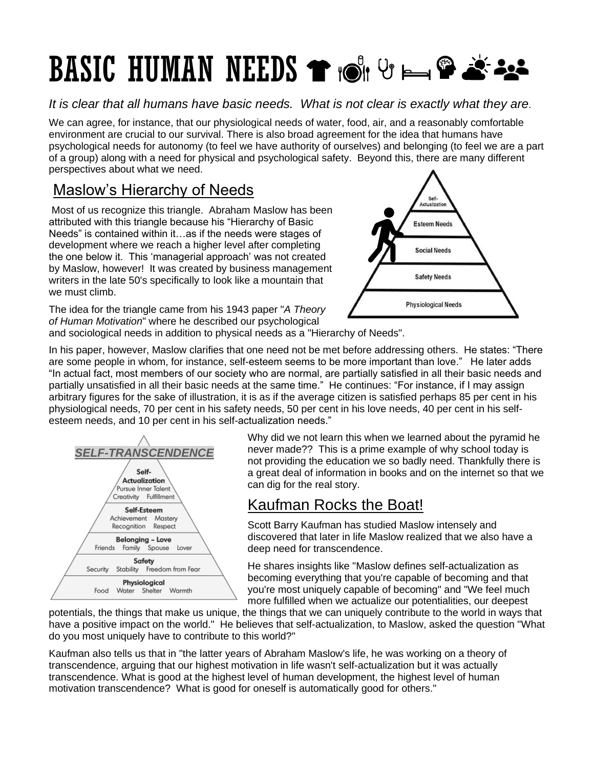# BASIC HUMAN NEEDS

*It is clear that all humans have basic needs. What is not clear is exactly what they are.*

We can agree, for instance, that our physiological needs of water, food, air, and a reasonably comfortable environment are crucial to our survival. There is also broad agreement for the idea that humans have psychological needs for autonomy (to feel we have authority of ourselves) and belonging (to feel we are a part of a group) along with a need for physical and psychological safety. Beyond this, there are many different perspectives about what we need.

## Maslow's Hierarchy of Needs

Most of us recognize this triangle. Abraham Maslow has been attributed with this triangle because his "Hierarchy of Basic Needs" is contained within it…as if the needs were stages of development where we reach a higher level after completing the one below it. This 'managerial approach' was not created by Maslow, however! It was created by business management writers in the late 50's specifically to look like a mountain that we must climb.

Self-Actualization
Esteem Needs
Social Needs
Safety Needs
Physiological Needs

The idea for the triangle came from his 1943 paper "*A Theory of Human Motivation*" where he described our psychological and sociological needs in addition to physical needs as a "Hierarchy of Needs".

In his paper, however, Maslow clarifies that one need not be met before addressing others. He states: "There are some people in whom, for instance, self-esteem seems to be more important than love." He later adds "In actual fact, most members of our society who are normal, are partially satisfied in all their basic needs and partially unsatisfied in all their basic needs at the same time." He continues: "For instance, if I may assign arbitrary figures for the sake of illustration, it is as if the average citizen is satisfied perhaps 85 per cent in his physiological needs, 70 per cent in his safety needs, 50 per cent in his love needs, 40 per cent in his self-esteem needs, and 10 per cent in his self-actualization needs."

***SELF-TRANSCENDENCE***

**Self-Actualization**
Pursue Inner Talent
Creativity Fulfillment

**Self-Esteem**
Achievement Mastery
Recognition Respect

**Belonging – Love**
Friends Family Spouse Lover

**Safety**
Security Stability Freedom from Fear

**Physiological**
Food Water Shelter Warmth

Why did we not learn this when we learned about the pyramid he never made?? This is a prime example of why school today is not providing the education we so badly need. Thankfully there is a great deal of information in books and on the internet so that we can dig for the real story.

## Kaufman Rocks the Boat!

Scott Barry Kaufman has studied Maslow intensely and discovered that later in life Maslow realized that we also have a deep need for transcendence.

He shares insights like "Maslow defines self-actualization as becoming everything that you're capable of becoming and that you're most uniquely capable of becoming" and "We feel much more fulfilled when we actualize our potentialities, our deepest potentials, the things that make us unique, the things that we can uniquely contribute to the world in ways that have a positive impact on the world." He believes that self-actualization, to Maslow, asked the question "What do you most uniquely have to contribute to this world?"

Kaufman also tells us that in "the latter years of Abraham Maslow's life, he was working on a theory of transcendence, arguing that our highest motivation in life wasn't self-actualization but it was actually transcendence. What is good at the highest level of human development, the highest level of human motivation transcendence? What is good for oneself is automatically good for others."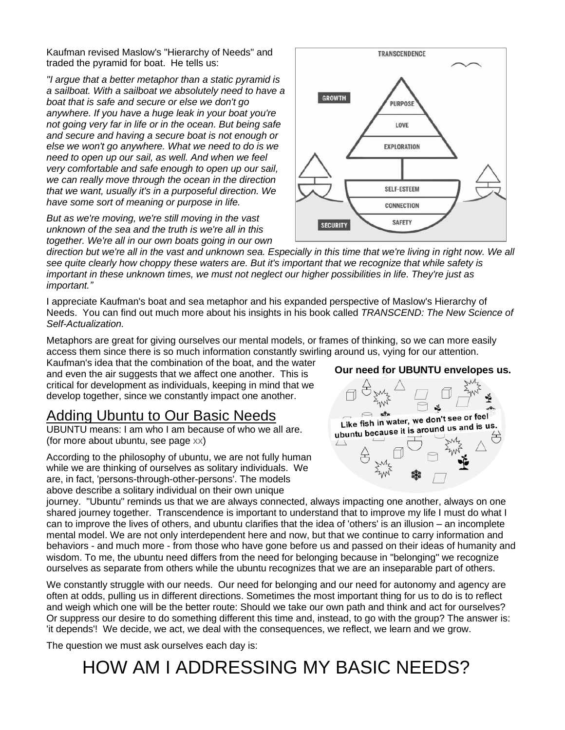Kaufman revised Maslow's "Hierarchy of Needs" and traded the pyramid for boat. He tells us:

*"I argue that a better metaphor than a static pyramid is a sailboat. With a sailboat we absolutely need to have a boat that is safe and secure or else we don't go anywhere. If you have a huge leak in your boat you're not going very far in life or in the ocean. But being safe and secure and having a secure boat is not enough or else we won't go anywhere. What we need to do is we need to open up our sail, as well. And when we feel very comfortable and safe enough to open up our sail, we can really move through the ocean in the direction that we want, usually it's in a purposeful direction. We have some sort of meaning or purpose in life.*

*But as we're moving, we're still moving in the vast unknown of the sea and the truth is we're all in this together. We're all in our own boats going in our own direction but we're all in the vast and unknown sea. Especially in this time that we're living in right now. We all see quite clearly how choppy these waters are. But it's important that we recognize that while safety is important in these unknown times, we must not neglect our higher possibilities in life. They're just as important."*

TRANSCENDENCE

GROWTH

PURPOSE

LOVE

EXPLORATION

SELF-ESTEEM

CONNECTION

SAFETY

SECURITY

I appreciate Kaufman's boat and sea metaphor and his expanded perspective of Maslow's Hierarchy of Needs. You can find out much more about his insights in his book called *TRANSCEND: The New Science of Self-Actualization.*

Metaphors are great for giving ourselves our mental models, or frames of thinking, so we can more easily access them since there is so much information constantly swirling around us, vying for our attention.

Kaufman's idea that the combination of the boat, and the water and even the air suggests that we affect one another. This is critical for development as individuals, keeping in mind that we develop together, since we constantly impact one another.

**Our need for UBUNTU envelopes us.**

Like fish in water, we don't see or feel ubuntu because it is around us and is us.

## Adding Ubuntu to Our Basic Needs

UBUNTU means: I am who I am because of who we all are. (for more about ubuntu, see page xx)

According to the philosophy of ubuntu, we are not fully human while we are thinking of ourselves as solitary individuals. We are, in fact, 'persons-through-other-persons'. The models above describe a solitary individual on their own unique journey. "Ubuntu" reminds us that we are always connected, always impacting one another, always on one shared journey together. Transcendence is important to understand that to improve my life I must do what I can to improve the lives of others, and ubuntu clarifies that the idea of 'others' is an illusion – an incomplete mental model. We are not only interdependent here and now, but that we continue to carry information and behaviors - and much more - from those who have gone before us and passed on their ideas of humanity and wisdom. To me, the ubuntu need differs from the need for belonging because in "belonging" we recognize ourselves as separate from others while the ubuntu recognizes that we are an inseparable part of others.

We constantly struggle with our needs. Our need for belonging and our need for autonomy and agency are often at odds, pulling us in different directions. Sometimes the most important thing for us to do is to reflect and weigh which one will be the better route: Should we take our own path and think and act for ourselves? Or suppress our desire to do something different this time and, instead, to go with the group? The answer is: 'it depends'! We decide, we act, we deal with the consequences, we reflect, we learn and we grow.

The question we must ask ourselves each day is:

# HOW AM I ADDRESSING MY BASIC NEEDS?